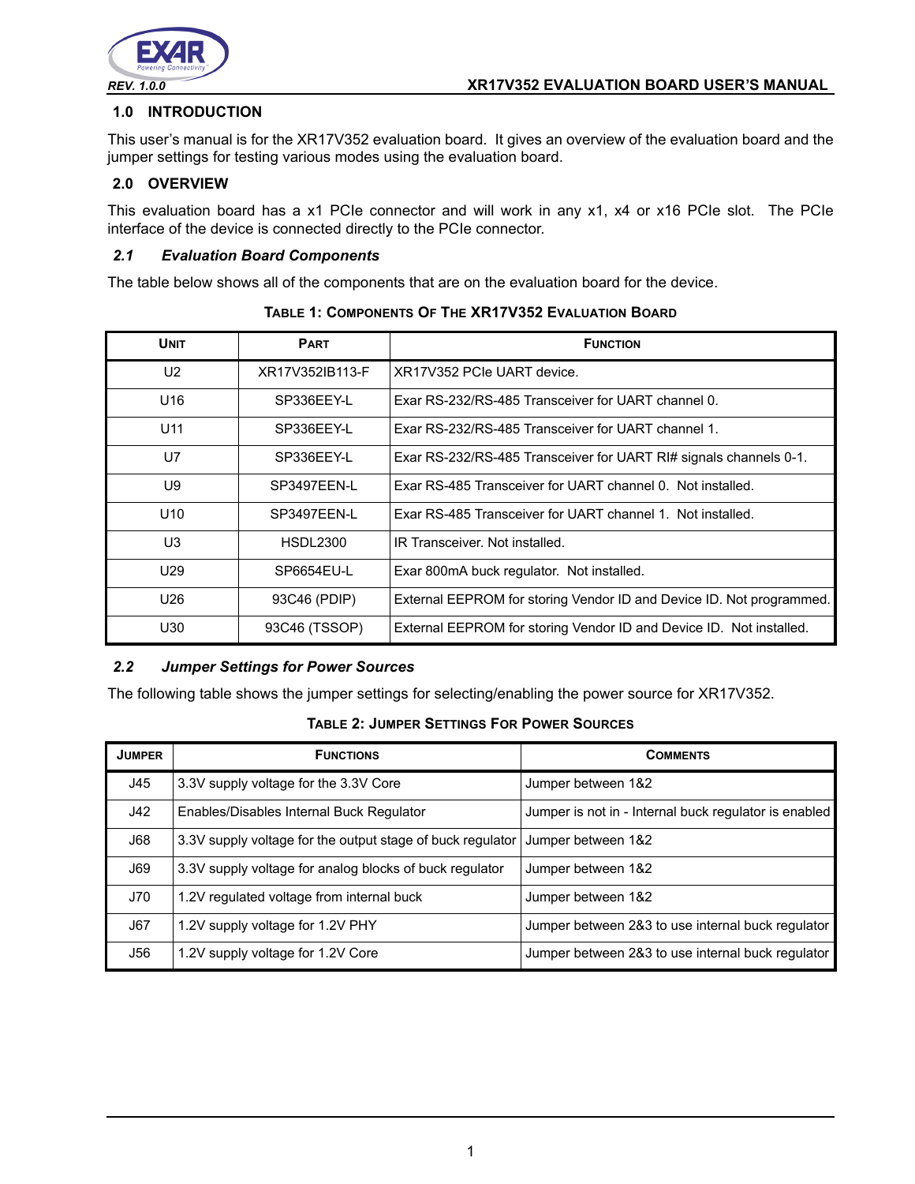## 1.0 INTRODUCTION

This user's manual is for the XR17V352 evaluation board. It gives an overview of the evaluation board and the jumper settings for testing various modes using the evaluation board.

## 2.0 OVERVIEW

This evaluation board has a x1 PCIe connector and will work in any x1, x4 or x16 PCIe slot. The PCIe interface of the device is connected directly to the PCIe connector.

### *2.1 Evaluation Board Components*

The table below shows all of the components that are on the evaluation board for the device.

**TABLE 1: COMPONENTS OF THE XR17V352 EVALUATION BOARD**

| UNIT | PART | FUNCTION |
|---|---|---|
| U2 | XR17V352IB113-F | XR17V352 PCIe UART device. |
| U16 | SP336EEY-L | Exar RS-232/RS-485 Transceiver for UART channel 0. |
| U11 | SP336EEY-L | Exar RS-232/RS-485 Transceiver for UART channel 1. |
| U7 | SP336EEY-L | Exar RS-232/RS-485 Transceiver for UART RI# signals channels 0-1. |
| U9 | SP3497EEN-L | Exar RS-485 Transceiver for UART channel 0. Not installed. |
| U10 | SP3497EEN-L | Exar RS-485 Transceiver for UART channel 1. Not installed. |
| U3 | HSDL2300 | IR Transceiver. Not installed. |
| U29 | SP6654EU-L | Exar 800mA buck regulator. Not installed. |
| U26 | 93C46 (PDIP) | External EEPROM for storing Vendor ID and Device ID. Not programmed. |
| U30 | 93C46 (TSSOP) | External EEPROM for storing Vendor ID and Device ID. Not installed. |

### *2.2 Jumper Settings for Power Sources*

The following table shows the jumper settings for selecting/enabling the power source for XR17V352.

**TABLE 2: JUMPER SETTINGS FOR POWER SOURCES**

| JUMPER | FUNCTIONS | COMMENTS |
|---|---|---|
| J45 | 3.3V supply voltage for the 3.3V Core | Jumper between 1&2 |
| J42 | Enables/Disables Internal Buck Regulator | Jumper is not in - Internal buck regulator is enabled |
| J68 | 3.3V supply voltage for the output stage of buck regulator | Jumper between 1&2 |
| J69 | 3.3V supply voltage for analog blocks of buck regulator | Jumper between 1&2 |
| J70 | 1.2V regulated voltage from internal buck | Jumper between 1&2 |
| J67 | 1.2V supply voltage for 1.2V PHY | Jumper between 2&3 to use internal buck regulator |
| J56 | 1.2V supply voltage for 1.2V Core | Jumper between 2&3 to use internal buck regulator |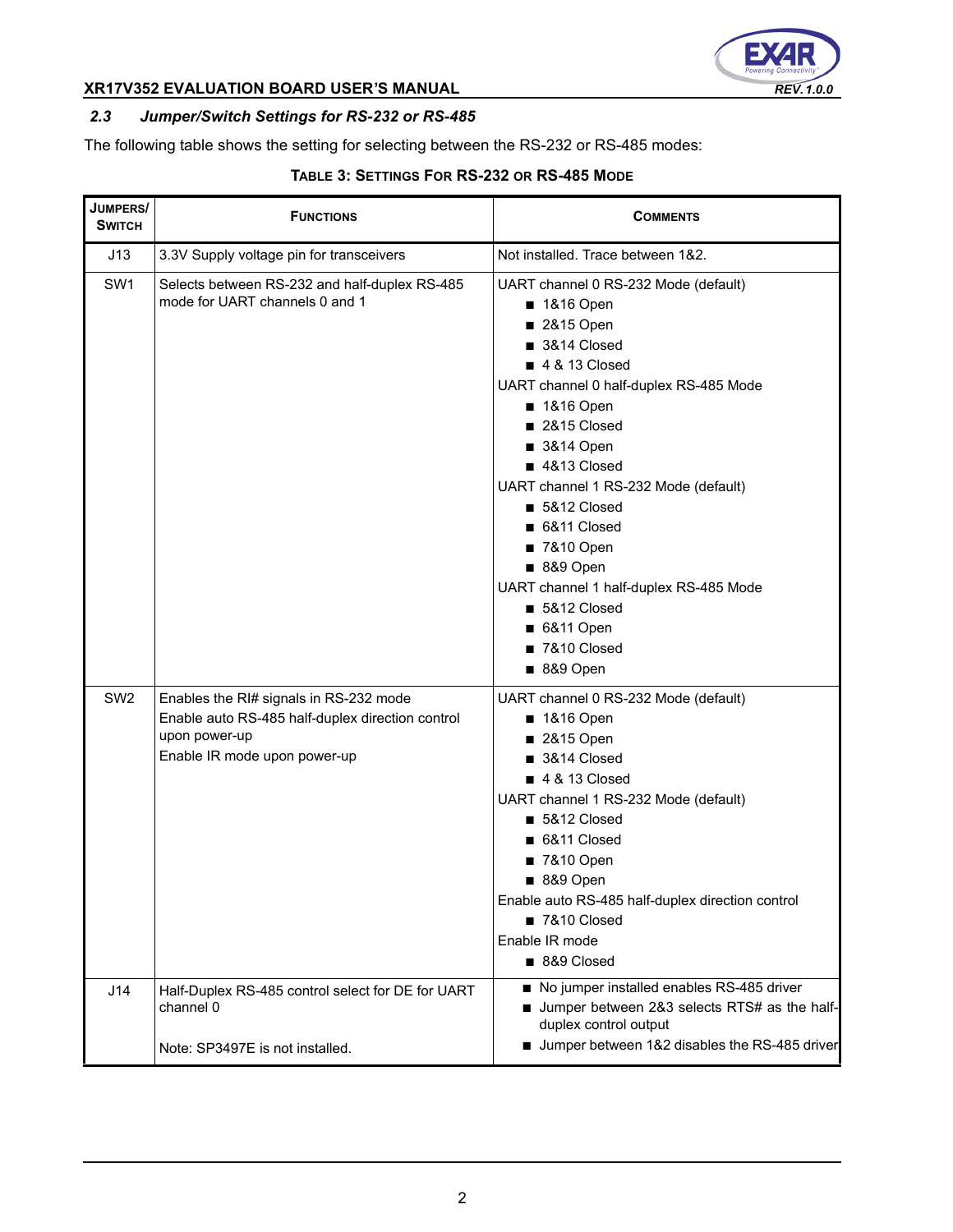### 2.3 Jumper/Switch Settings for RS-232 or RS-485

The following table shows the setting for selecting between the RS-232 or RS-485 modes:

**TABLE 3: SETTINGS FOR RS-232 OR RS-485 MODE**

| JUMPERS/ SWITCH | FUNCTIONS | COMMENTS |
|---|---|---|
| J13 | 3.3V Supply voltage pin for transceivers | Not installed. Trace between 1&2. |
| SW1 | Selects between RS-232 and half-duplex RS-485 mode for UART channels 0 and 1 | UART channel 0 RS-232 Mode (default)<br>■ 1&16 Open<br>■ 2&15 Open<br>■ 3&14 Closed<br>■ 4 & 13 Closed<br>UART channel 0 half-duplex RS-485 Mode<br>■ 1&16 Open<br>■ 2&15 Closed<br>■ 3&14 Open<br>■ 4&13 Closed<br>UART channel 1 RS-232 Mode (default)<br>■ 5&12 Closed<br>■ 6&11 Closed<br>■ 7&10 Open<br>■ 8&9 Open<br>UART channel 1 half-duplex RS-485 Mode<br>■ 5&12 Closed<br>■ 6&11 Open<br>■ 7&10 Closed<br>■ 8&9 Open |
| SW2 | Enables the RI# signals in RS-232 mode<br>Enable auto RS-485 half-duplex direction control upon power-up<br>Enable IR mode upon power-up | UART channel 0 RS-232 Mode (default)<br>■ 1&16 Open<br>■ 2&15 Open<br>■ 3&14 Closed<br>■ 4 & 13 Closed<br>UART channel 1 RS-232 Mode (default)<br>■ 5&12 Closed<br>■ 6&11 Closed<br>■ 7&10 Open<br>■ 8&9 Open<br>Enable auto RS-485 half-duplex direction control<br>■ 7&10 Closed<br>Enable IR mode<br>■ 8&9 Closed |
| J14 | Half-Duplex RS-485 control select for DE for UART channel 0<br><br>Note: SP3497E is not installed. | ■ No jumper installed enables RS-485 driver<br>■ Jumper between 2&3 selects RTS# as the half-duplex control output<br>■ Jumper between 1&2 disables the RS-485 driver |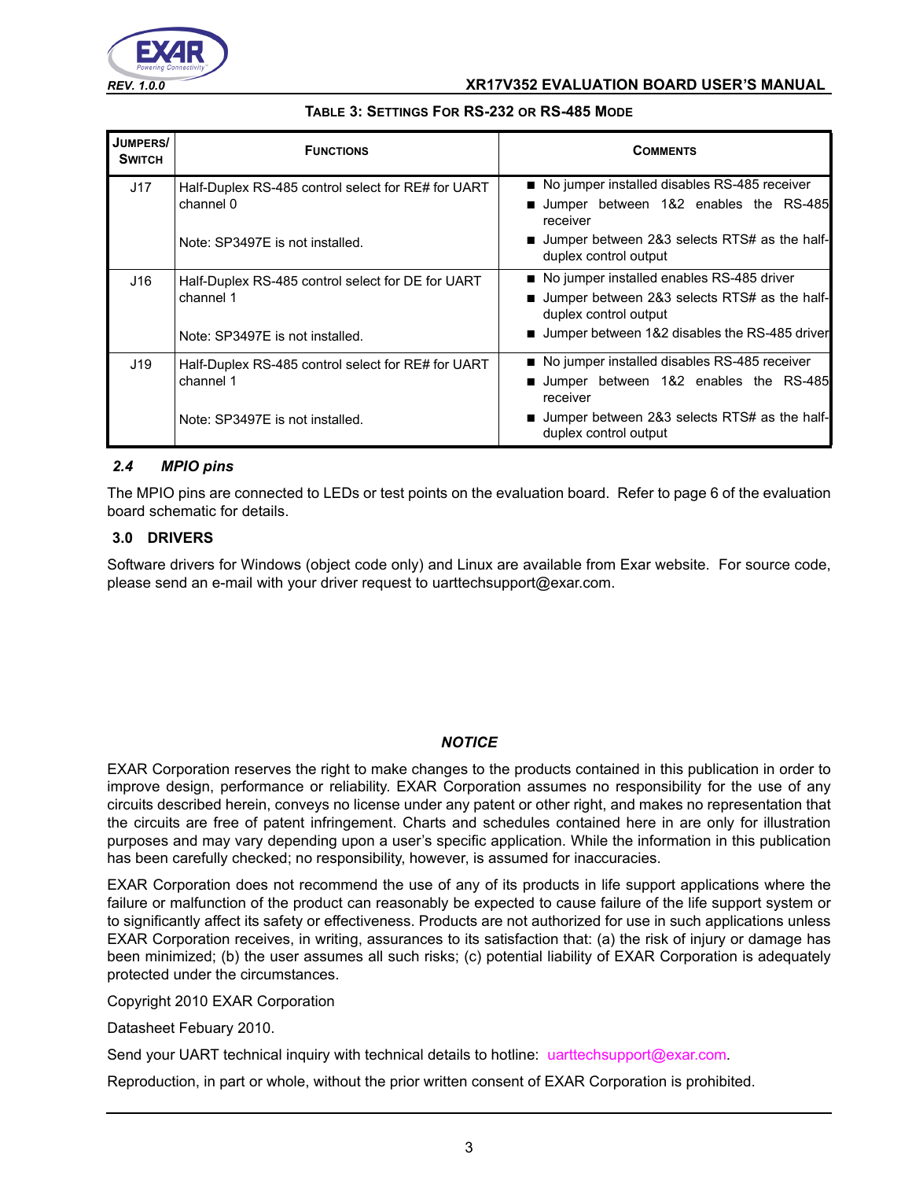**Table 3: Settings For RS-232 or RS-485 Mode**

| Jumpers/ Switch | Functions | Comments |
|---|---|---|
| J17 | Half-Duplex RS-485 control select for RE# for UART channel 0<br><br>Note: SP3497E is not installed. | ■ No jumper installed disables RS-485 receiver<br>■ Jumper between 1&2 enables the RS-485 receiver<br>■ Jumper between 2&3 selects RTS# as the half-duplex control output |
| J16 | Half-Duplex RS-485 control select for DE for UART channel 1<br><br>Note: SP3497E is not installed. | ■ No jumper installed enables RS-485 driver<br>■ Jumper between 2&3 selects RTS# as the half-duplex control output<br>■ Jumper between 1&2 disables the RS-485 driver |
| J19 | Half-Duplex RS-485 control select for RE# for UART channel 1<br><br>Note: SP3497E is not installed. | ■ No jumper installed disables RS-485 receiver<br>■ Jumper between 1&2 enables the RS-485 receiver<br>■ Jumper between 2&3 selects RTS# as the half-duplex control output |

### *2.4 MPIO pins*

The MPIO pins are connected to LEDs or test points on the evaluation board. Refer to page 6 of the evaluation board schematic for details.

## 3.0 DRIVERS

Software drivers for Windows (object code only) and Linux are available from Exar website. For source code, please send an e-mail with your driver request to uarttechsupport@exar.com.

***NOTICE***

EXAR Corporation reserves the right to make changes to the products contained in this publication in order to improve design, performance or reliability. EXAR Corporation assumes no responsibility for the use of any circuits described herein, conveys no license under any patent or other right, and makes no representation that the circuits are free of patent infringement. Charts and schedules contained here in are only for illustration purposes and may vary depending upon a user's specific application. While the information in this publication has been carefully checked; no responsibility, however, is assumed for inaccuracies.

EXAR Corporation does not recommend the use of any of its products in life support applications where the failure or malfunction of the product can reasonably be expected to cause failure of the life support system or to significantly affect its safety or effectiveness. Products are not authorized for use in such applications unless EXAR Corporation receives, in writing, assurances to its satisfaction that: (a) the risk of injury or damage has been minimized; (b) the user assumes all such risks; (c) potential liability of EXAR Corporation is adequately protected under the circumstances.

Copyright 2010 EXAR Corporation

Datasheet Febuary 2010.

Send your UART technical inquiry with technical details to hotline: uarttechsupport@exar.com.

Reproduction, in part or whole, without the prior written consent of EXAR Corporation is prohibited.